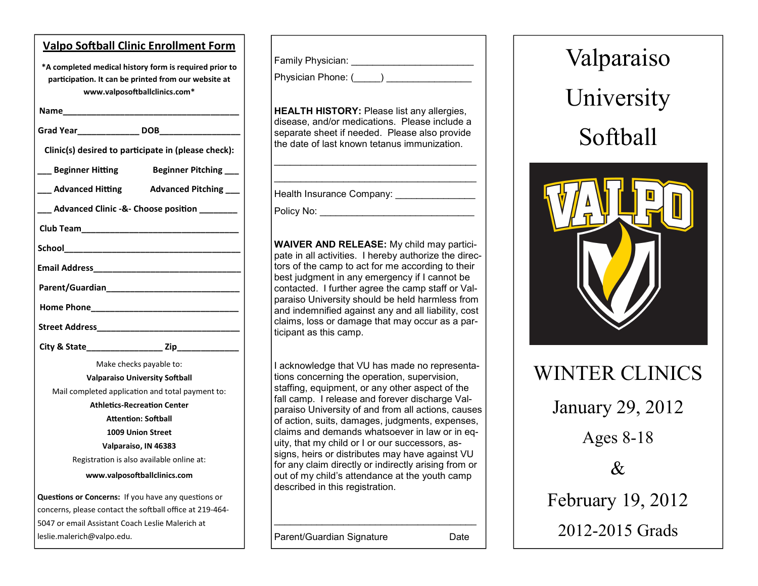## Valpo Softball Clinic Enrollment Form

**\*A completed medical history form is required prior to participation. It can be printed from our website at www.valposoftballclinics.com\***

**Name**______________________________________

**Grad Year**____________ **DOB**_________________

**Clinic(s) desired to participate in (please check):**

___ **Beginner Hitting** **Beginner Pitching** ___

___ **Advanced Hitting** **Advanced Pitching** ___

___ **Advanced Clinic -&- Choose position** ________

**Club Team**_________________________________

**School**_____________________________________

**Email Address**_______________________________

**Parent/Guardian**_____________________________

**Home Phone**_________________________________

**Street Address**_______________________________

**City & State**_______________ **Zip**____________

Make checks payable to:

**Valparaiso University Softball**

Mail completed application and total payment to:

**Athletics-Recreation Center**
**Attention: Softball**
**1009 Union Street**
**Valparaiso, IN 46383**

Registration is also available online at:

**www.valposoftballclinics.com**

**Questions or Concerns:** If you have any questions or concerns, please contact the softball office at 219-464-5047 or email Assistant Coach Leslie Malerich at leslie.malerich@valpo.edu.

Family Physician: ______________________

Physician Phone: (_____) ________________

**HEALTH HISTORY:** Please list any allergies, disease, and/or medications. Please include a separate sheet if needed. Please also provide the date of last known tetanus immunization.

______________________________________

______________________________________

Health Insurance Company: _______________

Policy No: _____________________________

**WAIVER AND RELEASE:** My child may participate in all activities. I hereby authorize the directors of the camp to act for me according to their best judgment in any emergency if I cannot be contacted. I further agree the camp staff or Valparaiso University should be held harmless from and indemnified against any and all liability, cost claims, loss or damage that may occur as a participant as this camp.

I acknowledge that VU has made no representations concerning the operation, supervision, staffing, equipment, or any other aspect of the fall camp. I release and forever discharge Valparaiso University of and from all actions, causes of action, suits, damages, judgments, expenses, claims and demands whatsoever in law or in equity, that my child or I or our successors, assigns, heirs or distributes may have against VU for any claim directly or indirectly arising from or out of my child's attendance at the youth camp described in this registration.

______________________________________

Parent/Guardian Signature Date

# Valparaiso University Softball

VALPO

# WINTER CLINICS

January 29, 2012

Ages 8-18

&

February 19, 2012

2012-2015 Grads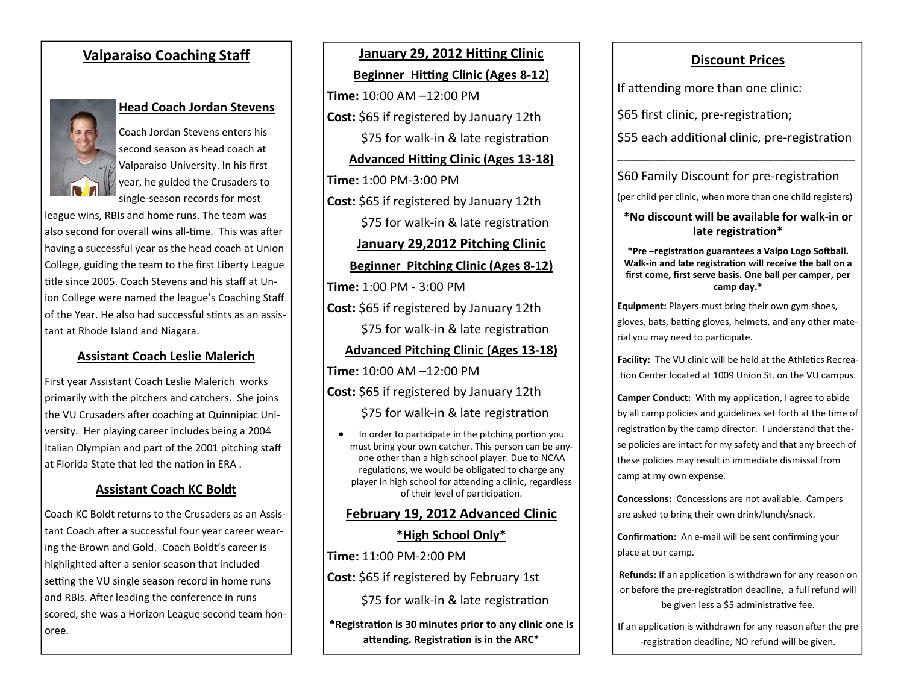## Valparaiso Coaching Staff

### Head Coach Jordan Stevens

Coach Jordan Stevens enters his second season as head coach at Valparaiso University. In his first year, he guided the Crusaders to single-season records for most league wins, RBIs and home runs. The team was also second for overall wins all-time. This was after having a successful year as the head coach at Union College, guiding the team to the first Liberty League title since 2005. Coach Stevens and his staff at Union College were named the league's Coaching Staff of the Year. He also had successful stints as an assistant at Rhode Island and Niagara.

### Assistant Coach Leslie Malerich

First year Assistant Coach Leslie Malerich works primarily with the pitchers and catchers. She joins the VU Crusaders after coaching at Quinnipiac University. Her playing career includes being a 2004 Italian Olympian and part of the 2001 pitching staff at Florida State that led the nation in ERA .

### Assistant Coach KC Boldt

Coach KC Boldt returns to the Crusaders as an Assistant Coach after a successful four year career wearing the Brown and Gold. Coach Boldt's career is highlighted after a senior season that included setting the VU single season record in home runs and RBIs. After leading the conference in runs scored, she was a Horizon League second team honoree.

## January 29, 2012 Hitting Clinic

### Beginner Hitting Clinic (Ages 8-12)

**Time:** 10:00 AM –12:00 PM

**Cost:** $65 if registered by January 12th

$75 for walk-in & late registration

### Advanced Hitting Clinic (Ages 13-18)

**Time:** 1:00 PM-3:00 PM

**Cost:** $65 if registered by January 12th

$75 for walk-in & late registration

## January 29,2012 Pitching Clinic

### Beginner Pitching Clinic (Ages 8-12)

**Time:** 1:00 PM - 3:00 PM

**Cost:** $65 if registered by January 12th

$75 for walk-in & late registration

### Advanced Pitching Clinic (Ages 13-18)

**Time:** 10:00 AM –12:00 PM

**Cost:** $65 if registered by January 12th

$75 for walk-in & late registration

- In order to participate in the pitching portion you must bring your own catcher. This person can be anyone other than a high school player. Due to NCAA regulations, we would be obligated to charge any player in high school for attending a clinic, regardless of their level of participation.

## February 19, 2012 Advanced Clinic

### *High School Only*

**Time:** 11:00 PM-2:00 PM

**Cost:** $65 if registered by February 1st

$75 for walk-in & late registration

**\*Registration is 30 minutes prior to any clinic one is attending. Registration is in the ARC\***

## Discount Prices

If attending more than one clinic:

$65 first clinic, pre-registration;

$55 each additional clinic, pre-registration

---

$60 Family Discount for pre-registration

(per child per clinic, when more than one child registers)

**\*No discount will be available for walk-in or late registration\***

**\*Pre –registration guarantees a Valpo Logo Softball. Walk-in and late registration will receive the ball on a first come, first serve basis. One ball per camper, per camp day.\***

**Equipment:** Players must bring their own gym shoes, gloves, bats, batting gloves, helmets, and any other material you may need to participate.

**Facility:** The VU clinic will be held at the Athletics Recreation Center located at 1009 Union St. on the VU campus.

**Camper Conduct:** With my application, I agree to abide by all camp policies and guidelines set forth at the time of registration by the camp director. I understand that these policies are intact for my safety and that any breech of these policies may result in immediate dismissal from camp at my own expense.

**Concessions:** Concessions are not available. Campers are asked to bring their own drink/lunch/snack.

**Confirmation:** An e-mail will be sent confirming your place at our camp.

**Refunds:** If an application is withdrawn for any reason on or before the pre-registration deadline, a full refund will be given less a $5 administrative fee.

If an application is withdrawn for any reason after the pre-registration deadline, NO refund will be given.